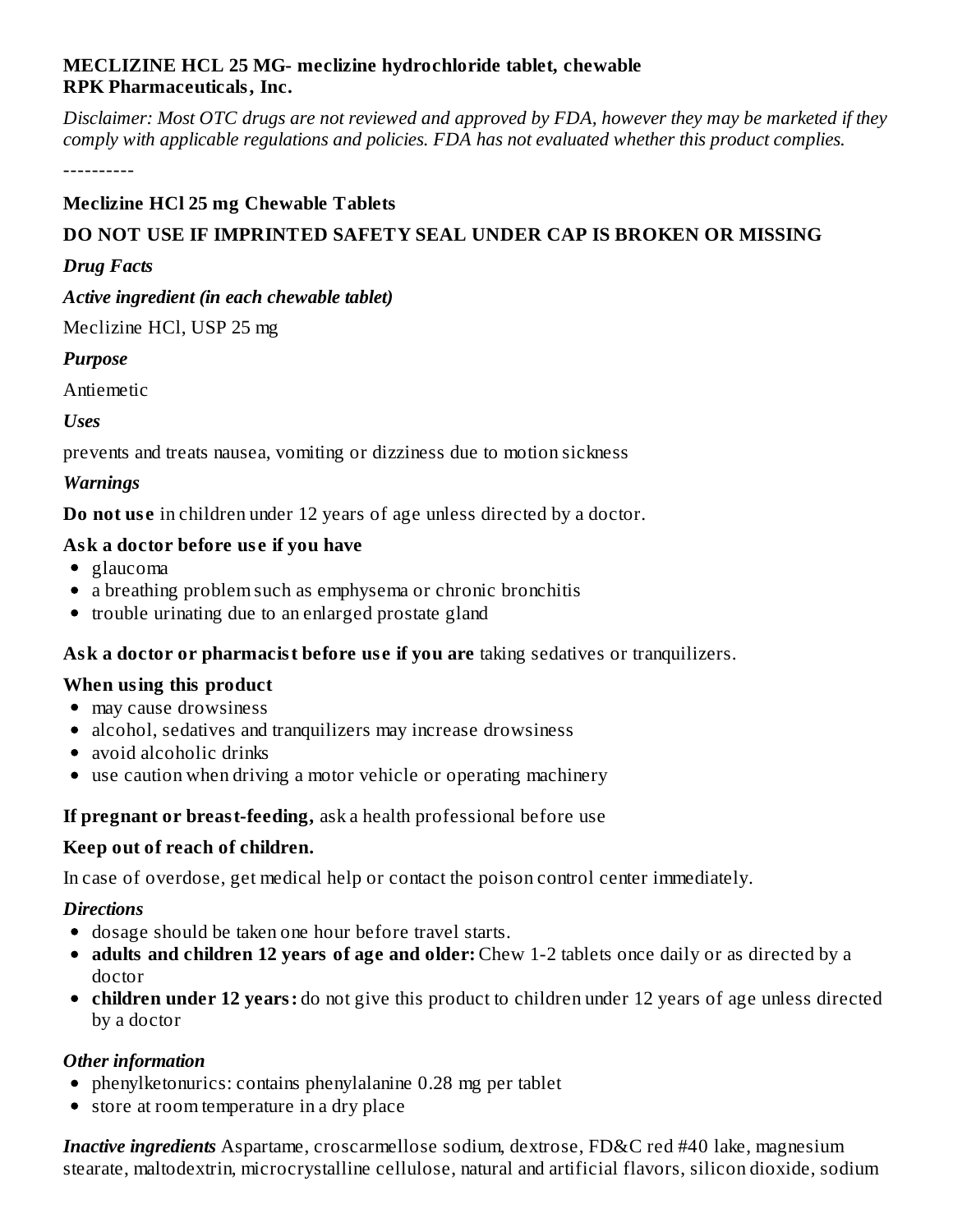**MECLIZINE HCL 25 MG- meclizine hydrochloride tablet, chewable**
**RPK Pharmaceuticals, Inc.**

*Disclaimer: Most OTC drugs are not reviewed and approved by FDA, however they may be marketed if they comply with applicable regulations and policies. FDA has not evaluated whether this product complies.*

----------

**Meclizine HCl 25 mg Chewable Tablets**

**DO NOT USE IF IMPRINTED SAFETY SEAL UNDER CAP IS BROKEN OR MISSING**

***Drug Facts***

***Active ingredient (in each chewable tablet)***

Meclizine HCl, USP 25 mg

***Purpose***

Antiemetic

***Uses***

prevents and treats nausea, vomiting or dizziness due to motion sickness

***Warnings***

**Do not use** in children under 12 years of age unless directed by a doctor.

**Ask a doctor before use if you have**

- glaucoma
- a breathing problem such as emphysema or chronic bronchitis
- trouble urinating due to an enlarged prostate gland

**Ask a doctor or pharmacist before use if you are** taking sedatives or tranquilizers.

**When using this product**

- may cause drowsiness
- alcohol, sedatives and tranquilizers may increase drowsiness
- avoid alcoholic drinks
- use caution when driving a motor vehicle or operating machinery

**If pregnant or breast-feeding,** ask a health professional before use

**Keep out of reach of children.**

In case of overdose, get medical help or contact the poison control center immediately.

***Directions***

- dosage should be taken one hour before travel starts.
- **adults and children 12 years of age and older:** Chew 1-2 tablets once daily or as directed by a doctor
- **children under 12 years:** do not give this product to children under 12 years of age unless directed by a doctor

***Other information***

- phenylketonurics: contains phenylalanine 0.28 mg per tablet
- store at room temperature in a dry place

***Inactive ingredients*** Aspartame, croscarmellose sodium, dextrose, FD&C red #40 lake, magnesium stearate, maltodextrin, microcrystalline cellulose, natural and artificial flavors, silicon dioxide, sodium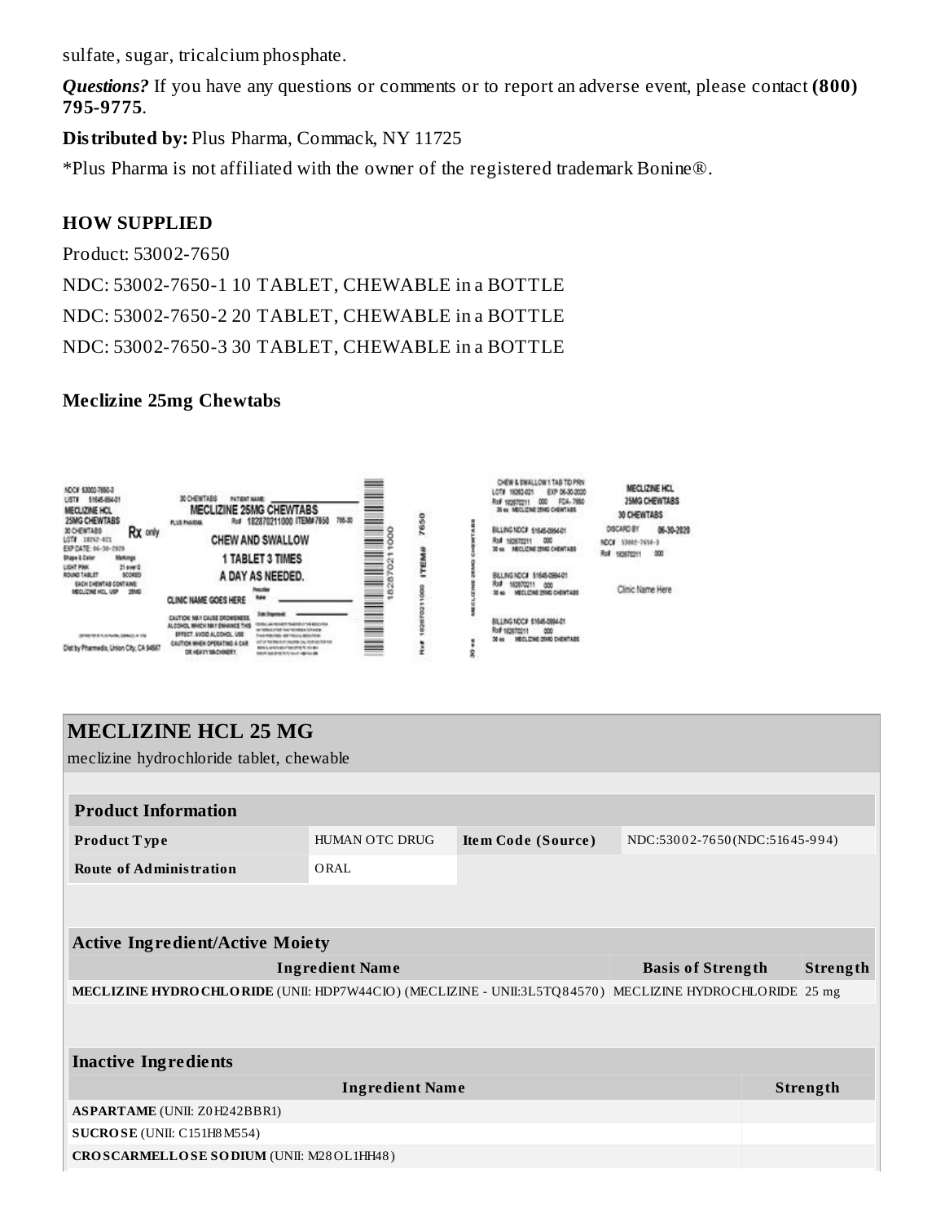sulfate, sugar, tricalcium phosphate.

***Questions?*** If you have any questions or comments or to report an adverse event, please contact **(800) 795-9775**.

**Distributed by:** Plus Pharma, Commack, NY 11725

*Plus Pharma is not affiliated with the owner of the registered trademark Bonine®.

## HOW SUPPLIED

Product: 53002-7650

NDC: 53002-7650-1 10 TABLET, CHEWABLE in a BOTTLE

NDC: 53002-7650-2 20 TABLET, CHEWABLE in a BOTTLE

NDC: 53002-7650-3 30 TABLET, CHEWABLE in a BOTTLE

## Meclizine 25mg Chewtabs

# MECLIZINE HCL 25 MG

meclizine hydrochloride tablet, chewable

| Product Information | | | |
|---|---|---|---|
| **Product Type** | HUMAN OTC DRUG | **Item Code (Source)** | NDC:53002-7650(NDC:51645-994) |
| **Route of Administration** | ORAL | | |

| Active Ingredient/Active Moiety | | |
|---|---|---|
| **Ingredient Name** | **Basis of Strength** | **Strength** |
| **MECLIZINE HYDROCHLORIDE** (UNII: HDP7W44CIO) (MECLIZINE - UNII:3L5TQ84570) | MECLIZINE HYDROCHLORIDE | 25 mg |

| Inactive Ingredients | |
|---|---|
| **Ingredient Name** | **Strength** |
| **ASPARTAME** (UNII: Z0H242BBR1) | |
| **SUCROSE** (UNII: C151H8M554) | |
| **CROSCARMELLOSE SODIUM** (UNII: M28OL1HH48) | |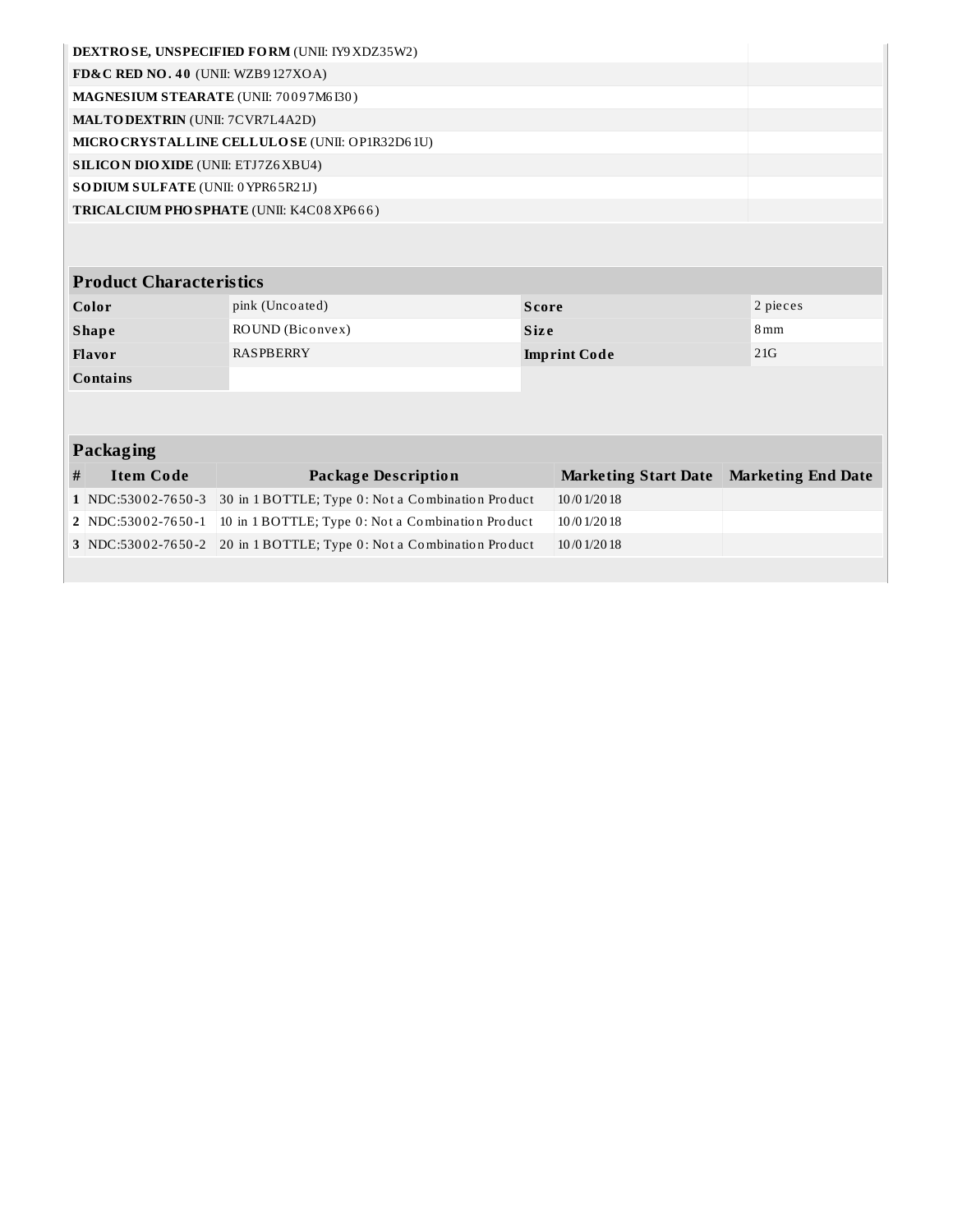| | |
|---|---|
| **DEXTROSE, UNSPECIFIED FORM** (UNII: IY9XDZ35W2) | |
| **FD&C RED NO. 40** (UNII: WZB9127XOA) | |
| **MAGNESIUM STEARATE** (UNII: 70097M6I30) | |
| **MALTODEXTRIN** (UNII: 7CVR7L4A2D) | |
| **MICROCRYSTALLINE CELLULOSE** (UNII: OP1R32D61U) | |
| **SILICON DIOXIDE** (UNII: ETJ7Z6XBU4) | |
| **SODIUM SULFATE** (UNII: 0YPR65R21J) | |
| **TRICALCIUM PHOSPHATE** (UNII: K4C08XP666) | |

| Product Characteristics | | | |
|---|---|---|---|
| **Color** | pink (Uncoated) | **Score** | 2 pieces |
| **Shape** | ROUND (Biconvex) | **Size** | 8mm |
| **Flavor** | RASPBERRY | **Imprint Code** | 21G |
| **Contains** | | | |

| Packaging | | | | |
|---|---|---|---|---|
| **#** | **Item Code** | **Package Description** | **Marketing Start Date** | **Marketing End Date** |
| 1 | NDC:53002-7650-3 | 30 in 1 BOTTLE; Type 0: Not a Combination Product | 10/01/2018 | |
| 2 | NDC:53002-7650-1 | 10 in 1 BOTTLE; Type 0: Not a Combination Product | 10/01/2018 | |
| 3 | NDC:53002-7650-2 | 20 in 1 BOTTLE; Type 0: Not a Combination Product | 10/01/2018 | |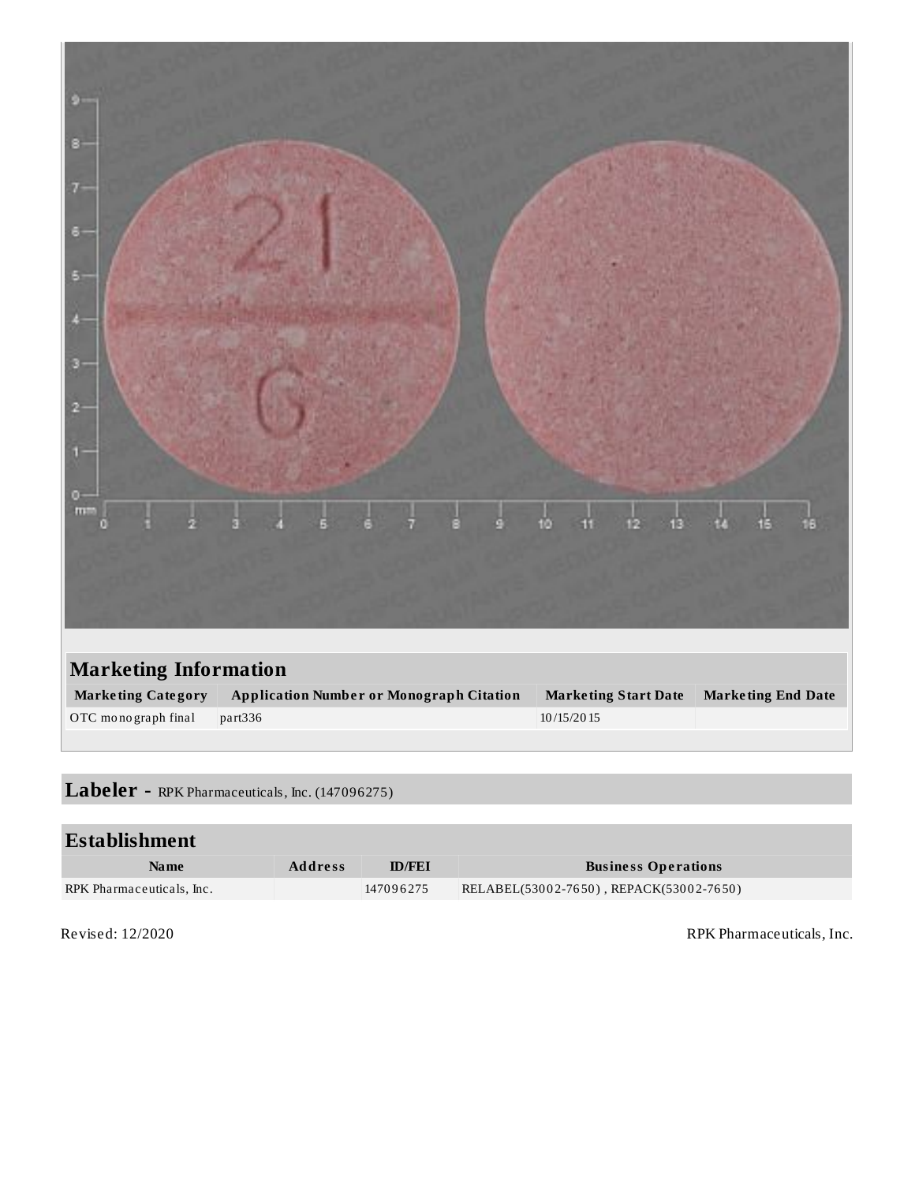## Marketing Information

| Marketing Category | Application Number or Monograph Citation | Marketing Start Date | Marketing End Date |
| --- | --- | --- | --- |
| OTC monograph final | part336 | 10/15/2015 | |

## Labeler - RPK Pharmaceuticals, Inc. (147096275)

## Establishment

| Name | Address | ID/FEI | Business Operations |
| --- | --- | --- | --- |
| RPK Pharmaceuticals, Inc. | | 147096275 | RELABEL(53002-7650) , REPACK(53002-7650) |

Revised: 12/2020

RPK Pharmaceuticals, Inc.